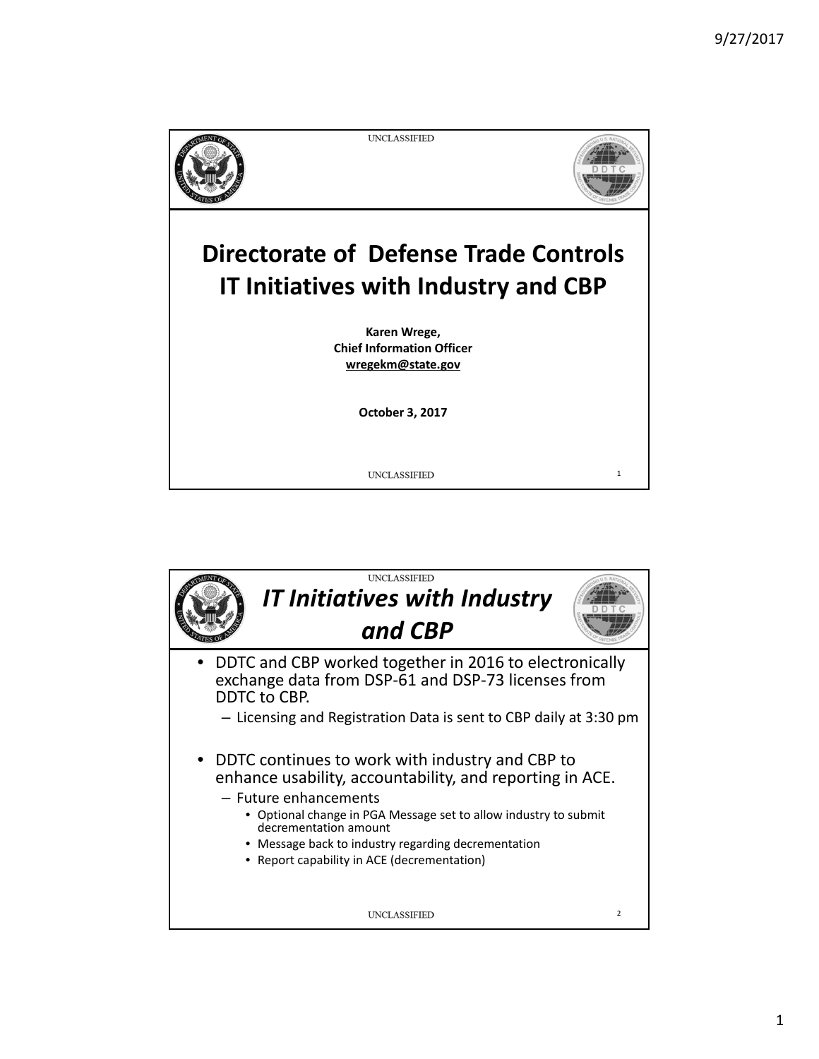UNCLASSIFIED

# Directorate of Defense Trade Controls IT Initiatives with Industry and CBP

**Karen Wrege,**
**Chief Information Officer**
**wregekm@state.gov**

**October 3, 2017**

UNCLASSIFIED

---

UNCLASSIFIED

## *IT Initiatives with Industry and CBP*

- DDTC and CBP worked together in 2016 to electronically exchange data from DSP-61 and DSP-73 licenses from DDTC to CBP.
  - Licensing and Registration Data is sent to CBP daily at 3:30 pm
- DDTC continues to work with industry and CBP to enhance usability, accountability, and reporting in ACE.
  - Future enhancements
    - Optional change in PGA Message set to allow industry to submit decrementation amount
    - Message back to industry regarding decrementation
    - Report capability in ACE (decrementation)

UNCLASSIFIED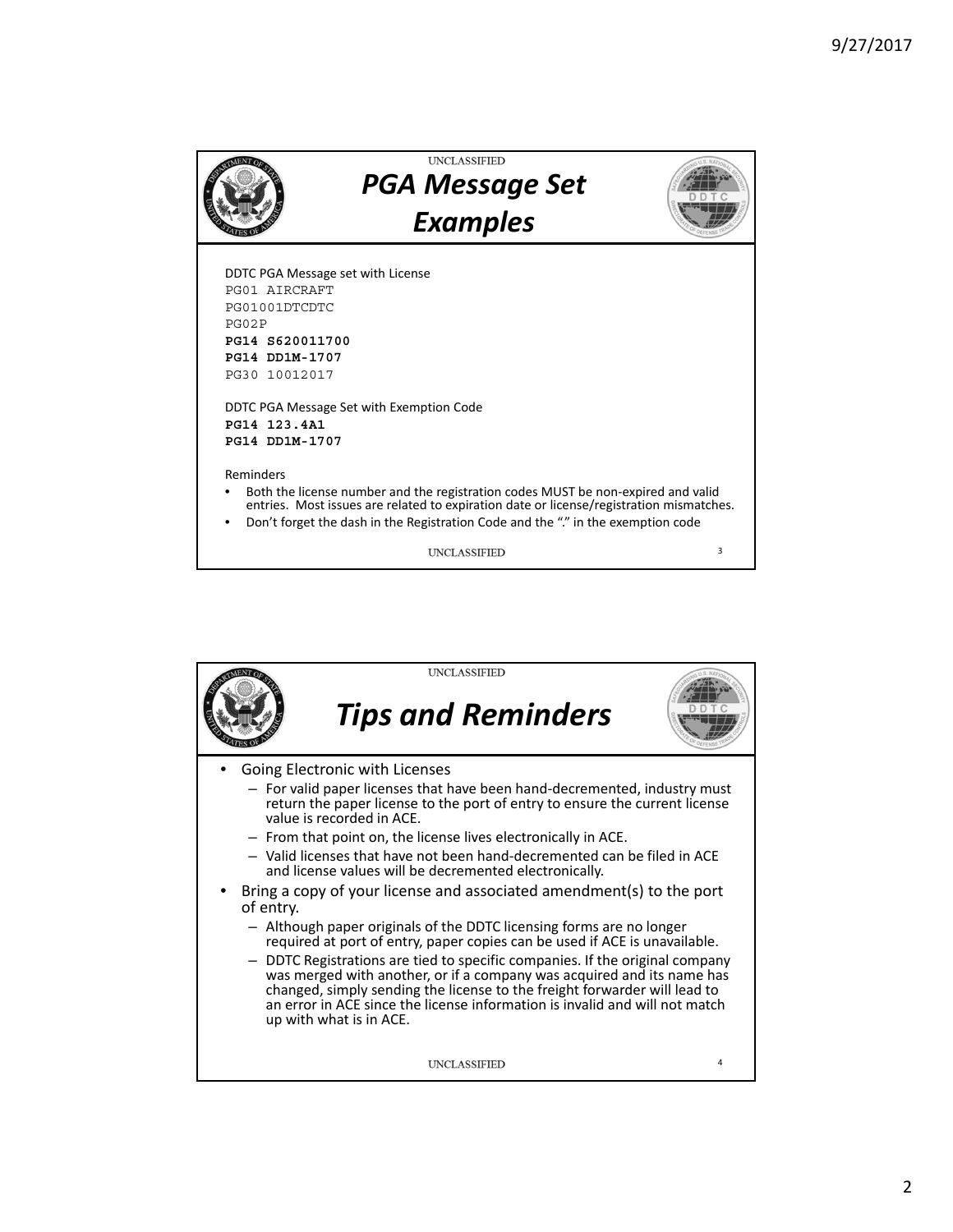UNCLASSIFIED

## *PGA Message Set Examples*

DDTC PGA Message set with License

```
PG01 AIRCRAFT
PG01001DTCDTC
PG02P
PG14 S620011700
PG14 DD1M-1707
PG30 10012017
```

DDTC PGA Message Set with Exemption Code

```
PG14 123.4A1
PG14 DD1M-1707
```

Reminders

- Both the license number and the registration codes MUST be non-expired and valid entries. Most issues are related to expiration date or license/registration mismatches.
- Don't forget the dash in the Registration Code and the "." in the exemption code

UNCLASSIFIED

UNCLASSIFIED

## *Tips and Reminders*

- Going Electronic with Licenses
  - For valid paper licenses that have been hand-decremented, industry must return the paper license to the port of entry to ensure the current license value is recorded in ACE.
  - From that point on, the license lives electronically in ACE.
  - Valid licenses that have not been hand-decremented can be filed in ACE and license values will be decremented electronically.
- Bring a copy of your license and associated amendment(s) to the port of entry.
  - Although paper originals of the DDTC licensing forms are no longer required at port of entry, paper copies can be used if ACE is unavailable.
  - DDTC Registrations are tied to specific companies. If the original company was merged with another, or if a company was acquired and its name has changed, simply sending the license to the freight forwarder will lead to an error in ACE since the license information is invalid and will not match up with what is in ACE.

UNCLASSIFIED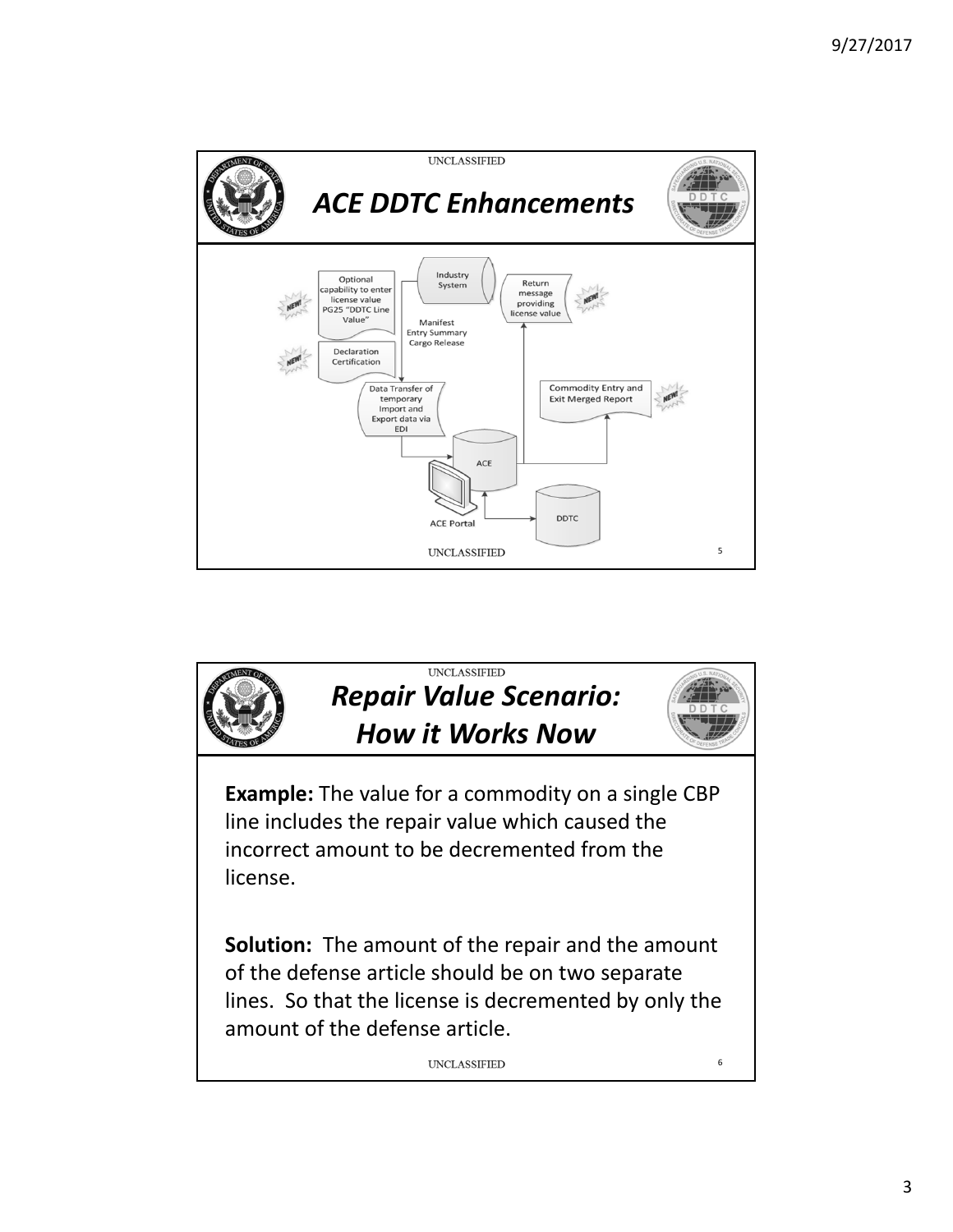UNCLASSIFIED

## *ACE DDTC Enhancements*

Optional capability to enter license value PG25 "DDTC Line Value"

Industry System

Return message providing license value

Manifest
Entry Summary
Cargo Release

Declaration Certification

Data Transfer of temporary Import and Export data via EDI

Commodity Entry and Exit Merged Report

ACE

ACE Portal

DDTC

UNCLASSIFIED

---

UNCLASSIFIED

## *Repair Value Scenario: How it Works Now*

**Example:** The value for a commodity on a single CBP line includes the repair value which caused the incorrect amount to be decremented from the license.

**Solution:** The amount of the repair and the amount of the defense article should be on two separate lines. So that the license is decremented by only the amount of the defense article.

UNCLASSIFIED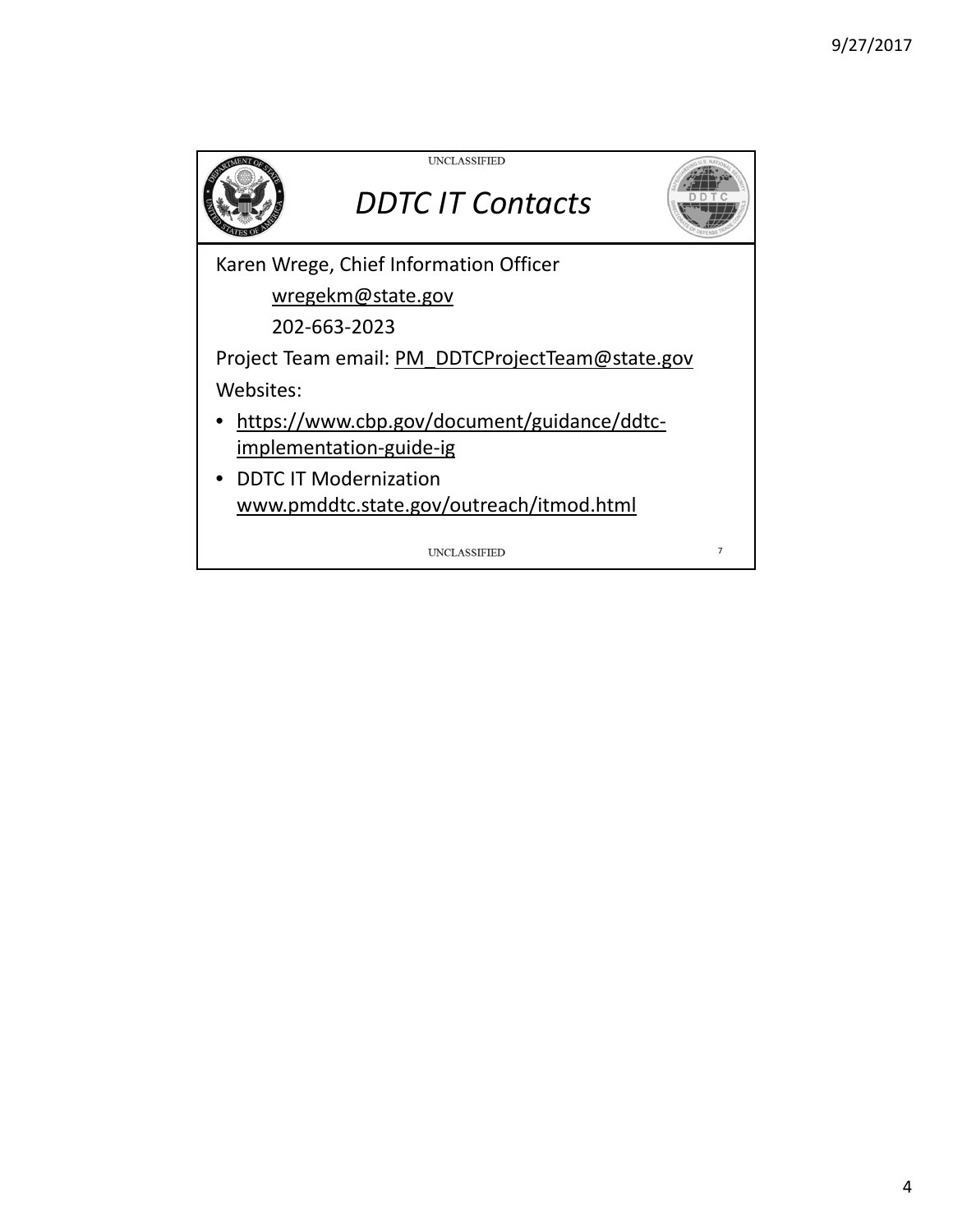UNCLASSIFIED

# *DDTC IT Contacts*

Karen Wrege, Chief Information Officer

wregekm@state.gov

202-663-2023

Project Team email: PM_DDTCProjectTeam@state.gov

Websites:

- https://www.cbp.gov/document/guidance/ddtc-implementation-guide-ig
- DDTC IT Modernization www.pmddtc.state.gov/outreach/itmod.html

UNCLASSIFIED